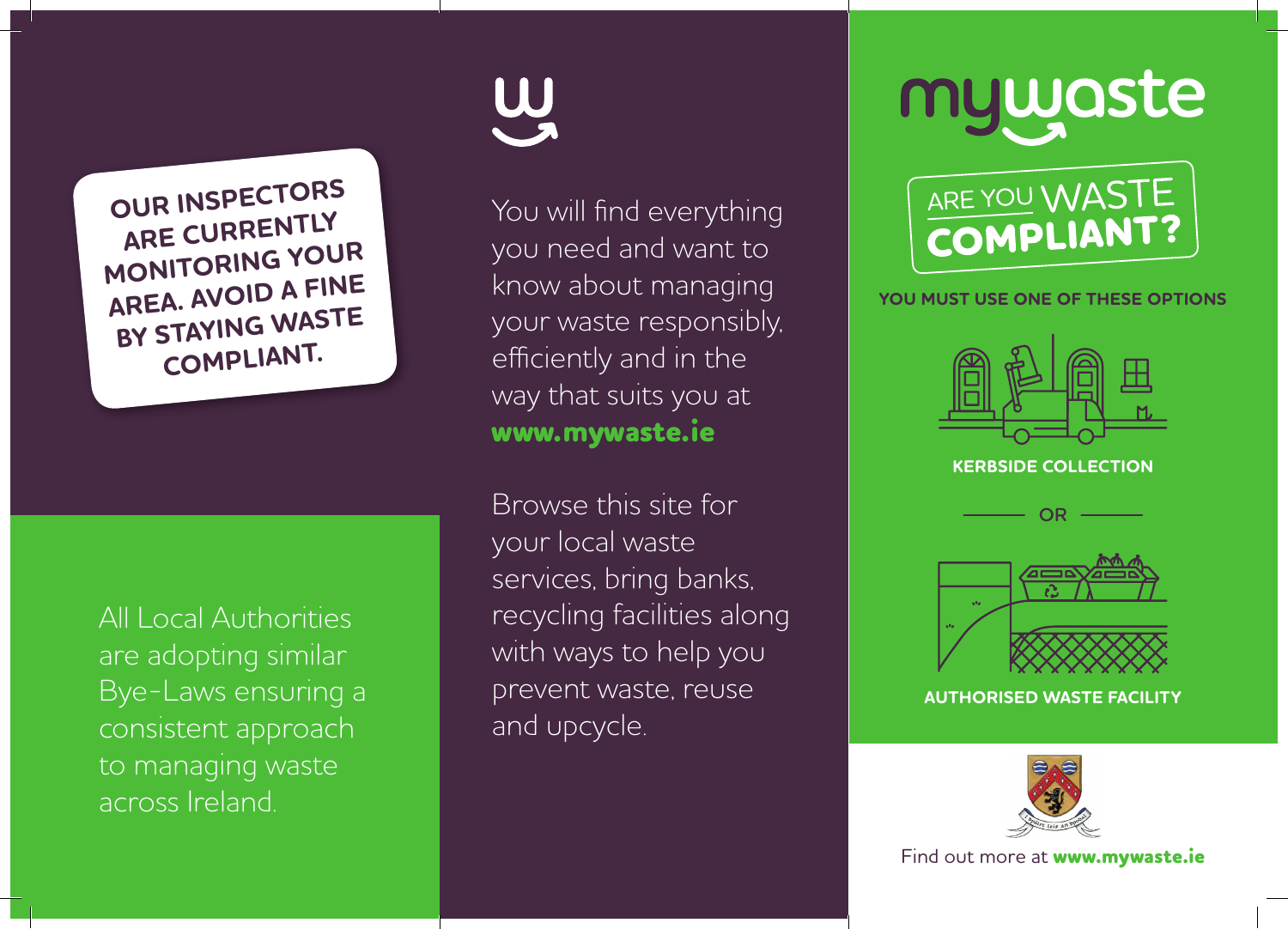**OUR INSPECTORS ARE CURRENTLY MONITORING YOUR AREA. AVOID A FINE BY STAYING WASTE COMPLIANT.**

All Local Authorities are adopting similar Bye-Laws ensuring a consistent approach to managing waste across Ireland.

You will find everything you need and want to know about managing your waste responsibly, efficiently and in the way that suits you at **www.mywaste.ie**

Browse this site for your local waste services, bring banks, recycling facilities along with ways to help you prevent waste, reuse and upcycle.

# mywaste

## ARE YOU WASTE COMPLIANT?

**YOU MUST USE ONE OF THESE OPTIONS**

**KERBSIDE COLLECTION**

OR

**AUTHORISED WASTE FACILITY**

Find out more at **www.mywaste.ie**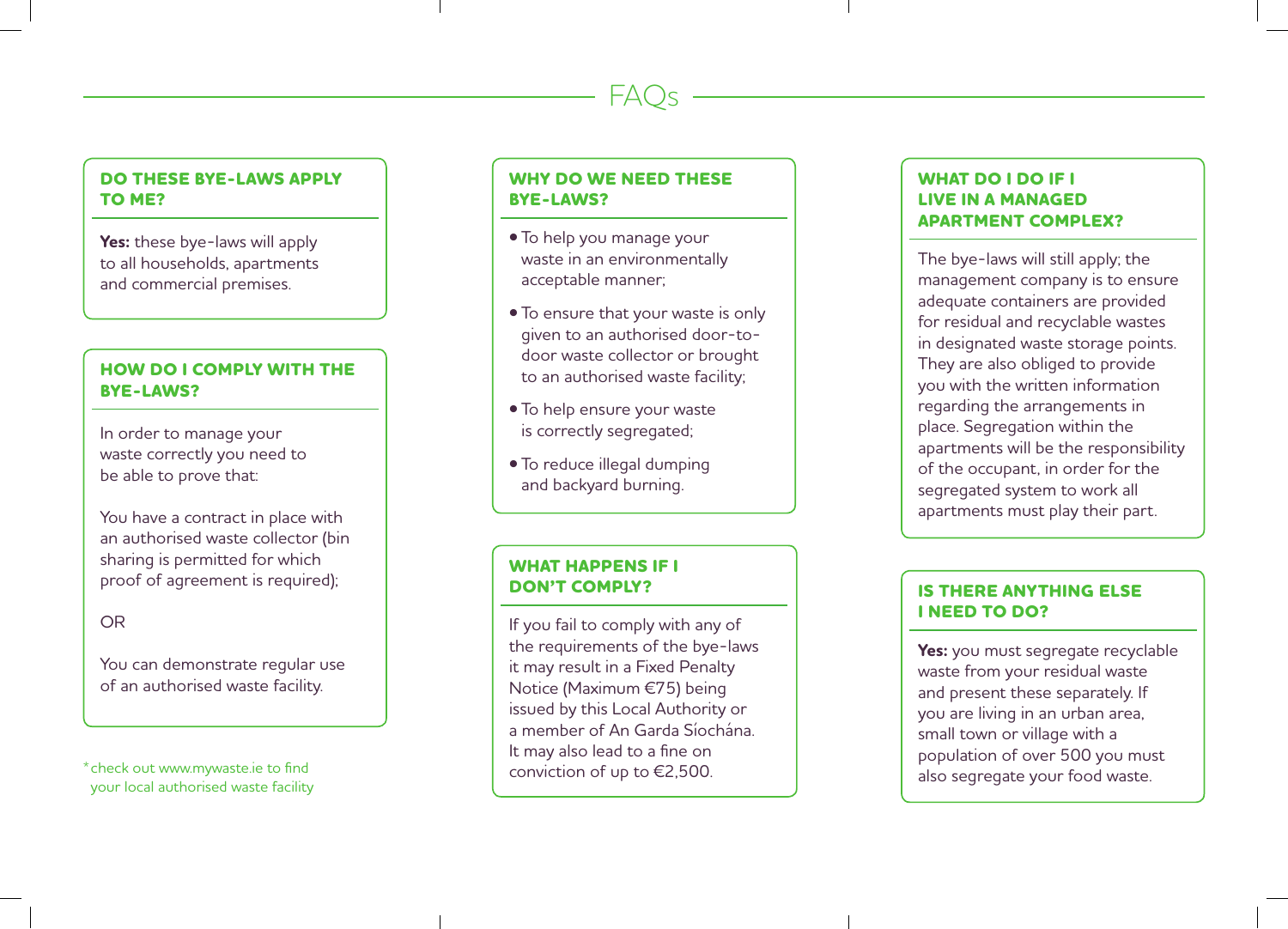# FAQs

## DO THESE BYE-LAWS APPLY TO ME?

**Yes:** these bye-laws will apply to all households, apartments and commercial premises.

## HOW DO I COMPLY WITH THE BYE-LAWS?

In order to manage your waste correctly you need to be able to prove that:

You have a contract in place with an authorised waste collector (bin sharing is permitted for which proof of agreement is required);

OR

You can demonstrate regular use of an authorised waste facility.

*check out www.mywaste.ie to find your local authorised waste facility

## WHY DO WE NEED THESE BYE-LAWS?

- To help you manage your waste in an environmentally acceptable manner;
- To ensure that your waste is only given to an authorised door-to-door waste collector or brought to an authorised waste facility;
- To help ensure your waste is correctly segregated;
- To reduce illegal dumping and backyard burning.

## WHAT HAPPENS IF I DON'T COMPLY?

If you fail to comply with any of the requirements of the bye-laws it may result in a Fixed Penalty Notice (Maximum €75) being issued by this Local Authority or a member of An Garda Síochána. It may also lead to a fine on conviction of up to €2,500.

## WHAT DO I DO IF I LIVE IN A MANAGED APARTMENT COMPLEX?

The bye-laws will still apply; the management company is to ensure adequate containers are provided for residual and recyclable wastes in designated waste storage points. They are also obliged to provide you with the written information regarding the arrangements in place. Segregation within the apartments will be the responsibility of the occupant, in order for the segregated system to work all apartments must play their part.

## IS THERE ANYTHING ELSE I NEED TO DO?

**Yes:** you must segregate recyclable waste from your residual waste and present these separately. If you are living in an urban area, small town or village with a population of over 500 you must also segregate your food waste.